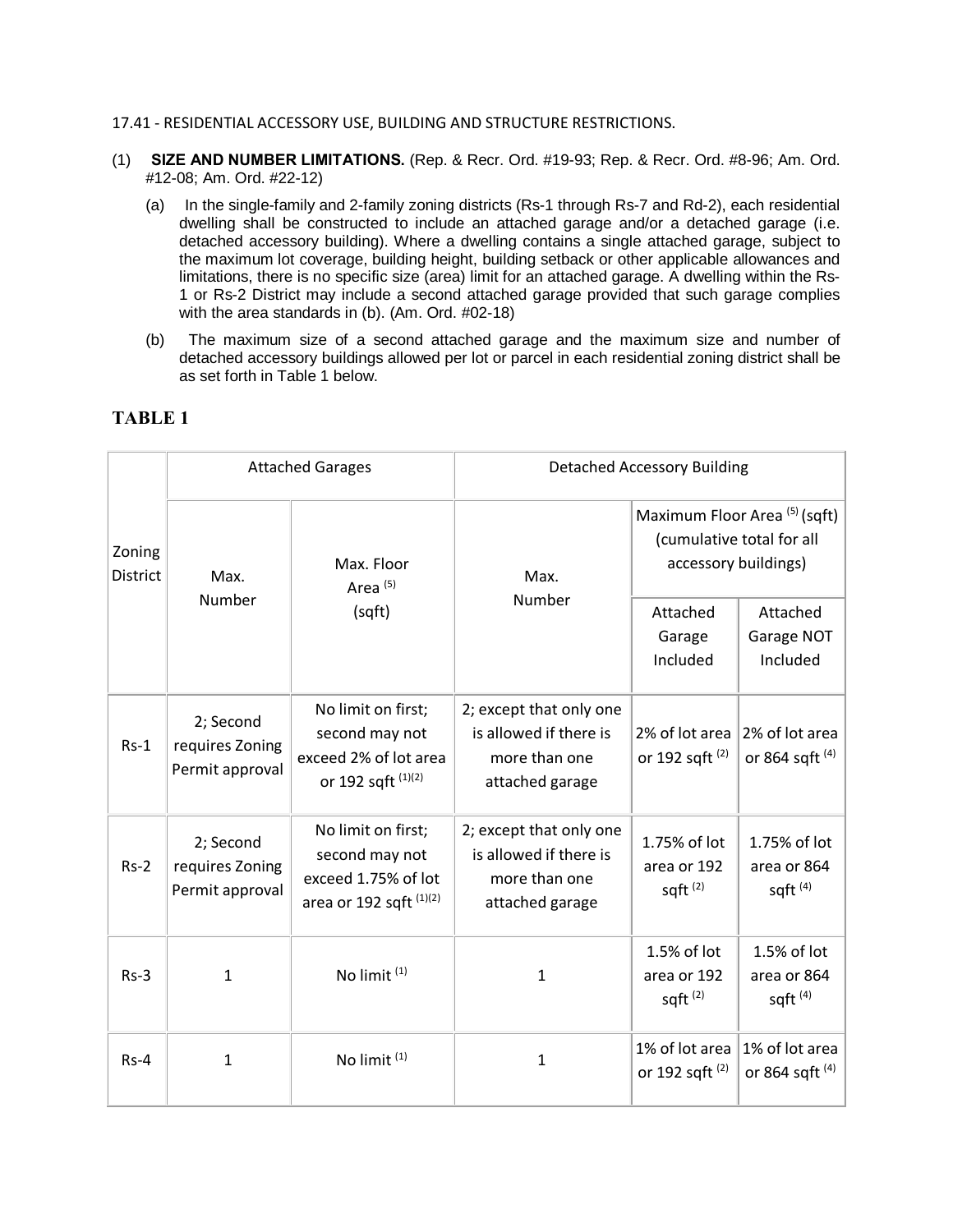17.41 - RESIDENTIAL ACCESSORY USE, BUILDING AND STRUCTURE RESTRICTIONS.

(1) **SIZE AND NUMBER LIMITATIONS.** (Rep. & Recr. Ord. #19-93; Rep. & Recr. Ord. #8-96; Am. Ord. #12-08; Am. Ord. #22-12)

(a) In the single-family and 2-family zoning districts (Rs-1 through Rs-7 and Rd-2), each residential dwelling shall be constructed to include an attached garage and/or a detached garage (i.e. detached accessory building). Where a dwelling contains a single attached garage, subject to the maximum lot coverage, building height, building setback or other applicable allowances and limitations, there is no specific size (area) limit for an attached garage. A dwelling within the Rs-1 or Rs-2 District may include a second attached garage provided that such garage complies with the area standards in (b). (Am. Ord. #02-18)

(b) The maximum size of a second attached garage and the maximum size and number of detached accessory buildings allowed per lot or parcel in each residential zoning district shall be as set forth in Table 1 below.

## TABLE 1

| Zoning District | Attached Garages | | Detached Accessory Building | | |
|---|---|---|---|---|---|
| | Max. Number | Max. Floor Area [5] (sqft) | Max. Number | Maximum Floor Area [5] (sqft) (cumulative total for all accessory buildings) | |
| | | | | Attached Garage Included | Attached Garage NOT Included |
| Rs-1 | 2; Second requires Zoning Permit approval | No limit on first; second may not exceed 2% of lot area or 192 sqft [1][2] | 2; except that only one is allowed if there is more than one attached garage | 2% of lot area or 192 sqft [2] | 2% of lot area or 864 sqft [4] |
| Rs-2 | 2; Second requires Zoning Permit approval | No limit on first; second may not exceed 1.75% of lot area or 192 sqft [1][2] | 2; except that only one is allowed if there is more than one attached garage | 1.75% of lot area or 192 sqft [2] | 1.75% of lot area or 864 sqft [4] |
| Rs-3 | 1 | No limit [1] | 1 | 1.5% of lot area or 192 sqft [2] | 1.5% of lot area or 864 sqft [4] |
| Rs-4 | 1 | No limit [1] | 1 | 1% of lot area or 192 sqft [2] | 1% of lot area or 864 sqft [4] |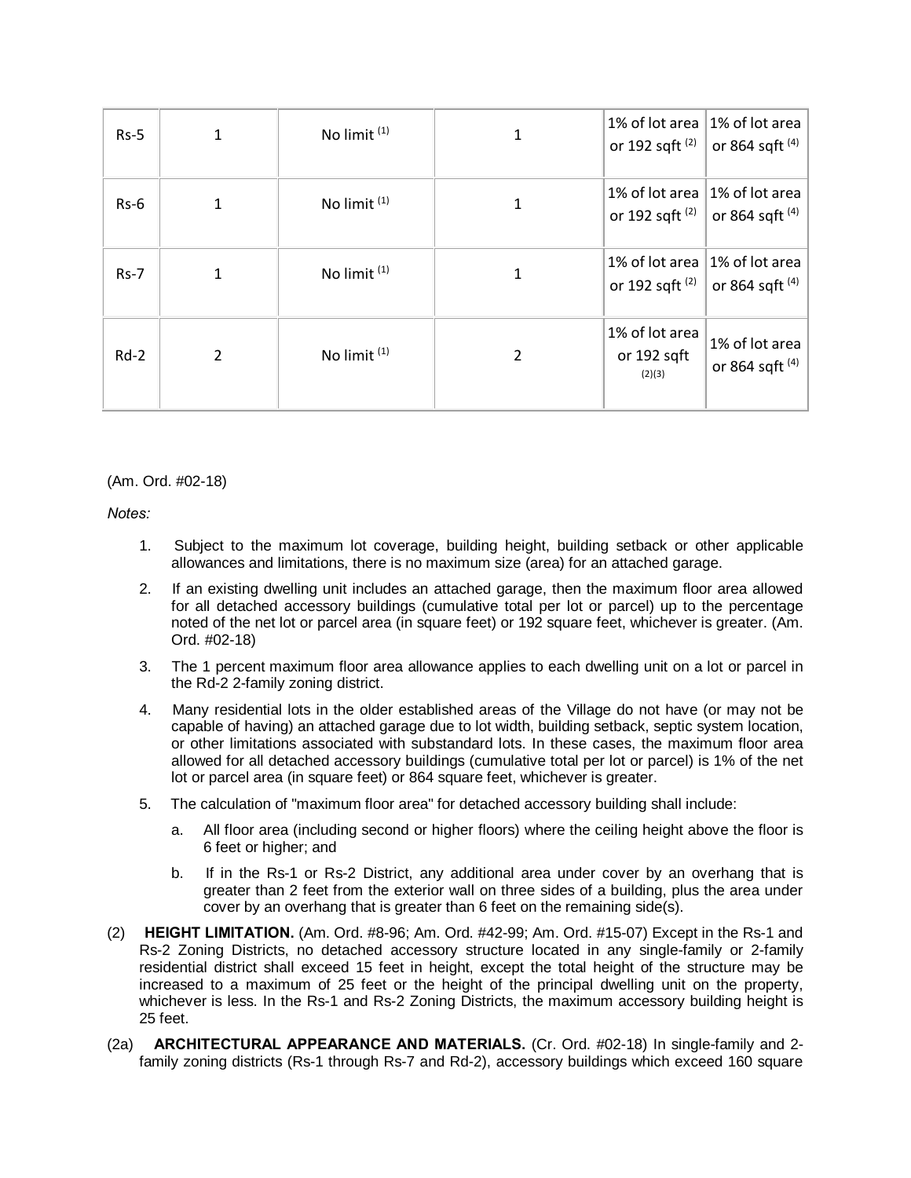| Rs-5 | 1 | No limit [(1)] | 1 | 1% of lot area or 192 sqft [(2)] | 1% of lot area or 864 sqft [(4)] |
|---|---|---|---|---|---|
| Rs-6 | 1 | No limit [(1)] | 1 | 1% of lot area or 192 sqft [(2)] | 1% of lot area or 864 sqft [(4)] |
| Rs-7 | 1 | No limit [(1)] | 1 | 1% of lot area or 192 sqft [(2)] | 1% of lot area or 864 sqft [(4)] |
| Rd-2 | 2 | No limit [(1)] | 2 | 1% of lot area or 192 sqft [(2)(3)] | 1% of lot area or 864 sqft [(4)] |

(Am. Ord. #02-18)

*Notes:*

1. Subject to the maximum lot coverage, building height, building setback or other applicable allowances and limitations, there is no maximum size (area) for an attached garage.
2. If an existing dwelling unit includes an attached garage, then the maximum floor area allowed for all detached accessory buildings (cumulative total per lot or parcel) up to the percentage noted of the net lot or parcel area (in square feet) or 192 square feet, whichever is greater. (Am. Ord. #02-18)
3. The 1 percent maximum floor area allowance applies to each dwelling unit on a lot or parcel in the Rd-2 2-family zoning district.
4. Many residential lots in the older established areas of the Village do not have (or may not be capable of having) an attached garage due to lot width, building setback, septic system location, or other limitations associated with substandard lots. In these cases, the maximum floor area allowed for all detached accessory buildings (cumulative total per lot or parcel) is 1% of the net lot or parcel area (in square feet) or 864 square feet, whichever is greater.
5. The calculation of "maximum floor area" for detached accessory building shall include:
    a. All floor area (including second or higher floors) where the ceiling height above the floor is 6 feet or higher; and
    b. If in the Rs-1 or Rs-2 District, any additional area under cover by an overhang that is greater than 2 feet from the exterior wall on three sides of a building, plus the area under cover by an overhang that is greater than 6 feet on the remaining side(s).

(2) **HEIGHT LIMITATION.** (Am. Ord. #8-96; Am. Ord. #42-99; Am. Ord. #15-07) Except in the Rs-1 and Rs-2 Zoning Districts, no detached accessory structure located in any single-family or 2-family residential district shall exceed 15 feet in height, except the total height of the structure may be increased to a maximum of 25 feet or the height of the principal dwelling unit on the property, whichever is less. In the Rs-1 and Rs-2 Zoning Districts, the maximum accessory building height is 25 feet.

(2a) **ARCHITECTURAL APPEARANCE AND MATERIALS.** (Cr. Ord. #02-18) In single-family and 2-family zoning districts (Rs-1 through Rs-7 and Rd-2), accessory buildings which exceed 160 square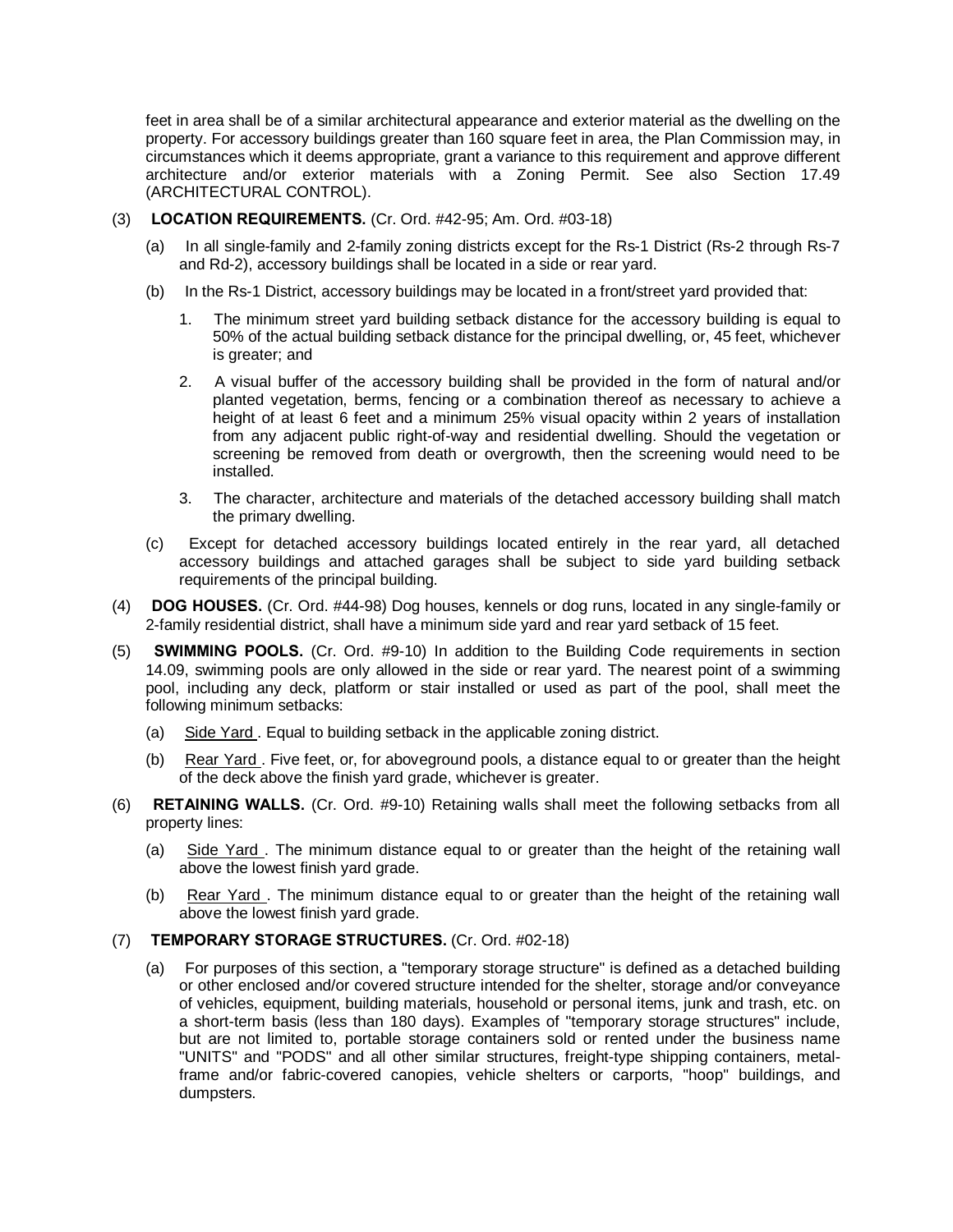feet in area shall be of a similar architectural appearance and exterior material as the dwelling on the property. For accessory buildings greater than 160 square feet in area, the Plan Commission may, in circumstances which it deems appropriate, grant a variance to this requirement and approve different architecture and/or exterior materials with a Zoning Permit. See also Section 17.49 (ARCHITECTURAL CONTROL).

(3) **LOCATION REQUIREMENTS.** (Cr. Ord. #42-95; Am. Ord. #03-18)

(a) In all single-family and 2-family zoning districts except for the Rs-1 District (Rs-2 through Rs-7 and Rd-2), accessory buildings shall be located in a side or rear yard.

(b) In the Rs-1 District, accessory buildings may be located in a front/street yard provided that:

1. The minimum street yard building setback distance for the accessory building is equal to 50% of the actual building setback distance for the principal dwelling, or, 45 feet, whichever is greater; and

2. A visual buffer of the accessory building shall be provided in the form of natural and/or planted vegetation, berms, fencing or a combination thereof as necessary to achieve a height of at least 6 feet and a minimum 25% visual opacity within 2 years of installation from any adjacent public right-of-way and residential dwelling. Should the vegetation or screening be removed from death or overgrowth, then the screening would need to be installed.

3. The character, architecture and materials of the detached accessory building shall match the primary dwelling.

(c) Except for detached accessory buildings located entirely in the rear yard, all detached accessory buildings and attached garages shall be subject to side yard building setback requirements of the principal building.

(4) **DOG HOUSES.** (Cr. Ord. #44-98) Dog houses, kennels or dog runs, located in any single-family or 2-family residential district, shall have a minimum side yard and rear yard setback of 15 feet.

(5) **SWIMMING POOLS.** (Cr. Ord. #9-10) In addition to the Building Code requirements in section 14.09, swimming pools are only allowed in the side or rear yard. The nearest point of a swimming pool, including any deck, platform or stair installed or used as part of the pool, shall meet the following minimum setbacks:

(a) Side Yard. Equal to building setback in the applicable zoning district.

(b) Rear Yard. Five feet, or, for aboveground pools, a distance equal to or greater than the height of the deck above the finish yard grade, whichever is greater.

(6) **RETAINING WALLS.** (Cr. Ord. #9-10) Retaining walls shall meet the following setbacks from all property lines:

(a) Side Yard. The minimum distance equal to or greater than the height of the retaining wall above the lowest finish yard grade.

(b) Rear Yard. The minimum distance equal to or greater than the height of the retaining wall above the lowest finish yard grade.

(7) **TEMPORARY STORAGE STRUCTURES.** (Cr. Ord. #02-18)

(a) For purposes of this section, a "temporary storage structure" is defined as a detached building or other enclosed and/or covered structure intended for the shelter, storage and/or conveyance of vehicles, equipment, building materials, household or personal items, junk and trash, etc. on a short-term basis (less than 180 days). Examples of "temporary storage structures" include, but are not limited to, portable storage containers sold or rented under the business name "UNITS" and "PODS" and all other similar structures, freight-type shipping containers, metal-frame and/or fabric-covered canopies, vehicle shelters or carports, "hoop" buildings, and dumpsters.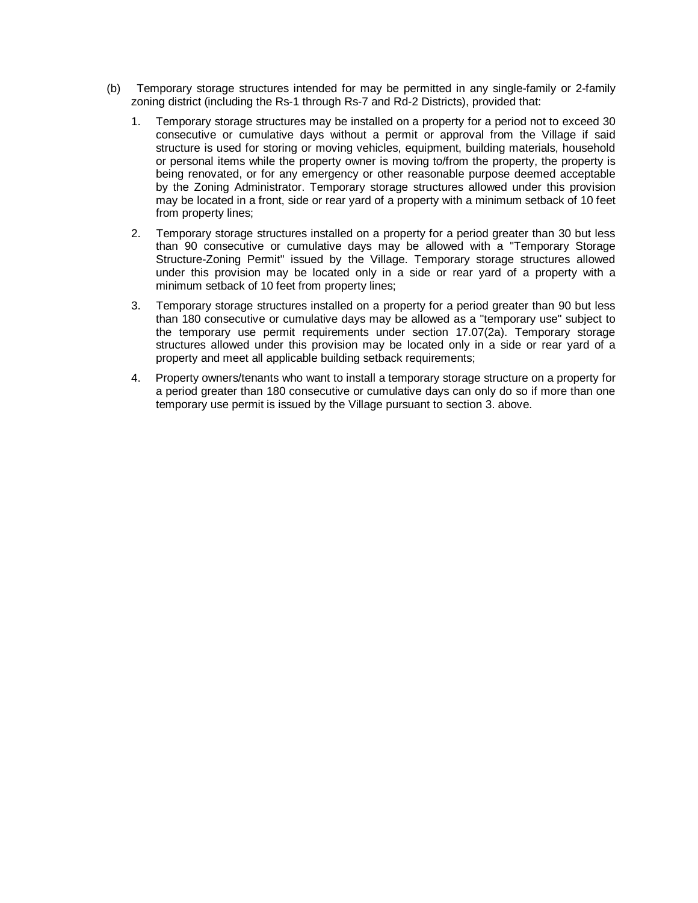(b) Temporary storage structures intended for may be permitted in any single-family or 2-family zoning district (including the Rs-1 through Rs-7 and Rd-2 Districts), provided that:

1. Temporary storage structures may be installed on a property for a period not to exceed 30 consecutive or cumulative days without a permit or approval from the Village if said structure is used for storing or moving vehicles, equipment, building materials, household or personal items while the property owner is moving to/from the property, the property is being renovated, or for any emergency or other reasonable purpose deemed acceptable by the Zoning Administrator. Temporary storage structures allowed under this provision may be located in a front, side or rear yard of a property with a minimum setback of 10 feet from property lines;

2. Temporary storage structures installed on a property for a period greater than 30 but less than 90 consecutive or cumulative days may be allowed with a "Temporary Storage Structure-Zoning Permit" issued by the Village. Temporary storage structures allowed under this provision may be located only in a side or rear yard of a property with a minimum setback of 10 feet from property lines;

3. Temporary storage structures installed on a property for a period greater than 90 but less than 180 consecutive or cumulative days may be allowed as a "temporary use" subject to the temporary use permit requirements under section 17.07(2a). Temporary storage structures allowed under this provision may be located only in a side or rear yard of a property and meet all applicable building setback requirements;

4. Property owners/tenants who want to install a temporary storage structure on a property for a period greater than 180 consecutive or cumulative days can only do so if more than one temporary use permit is issued by the Village pursuant to section 3. above.